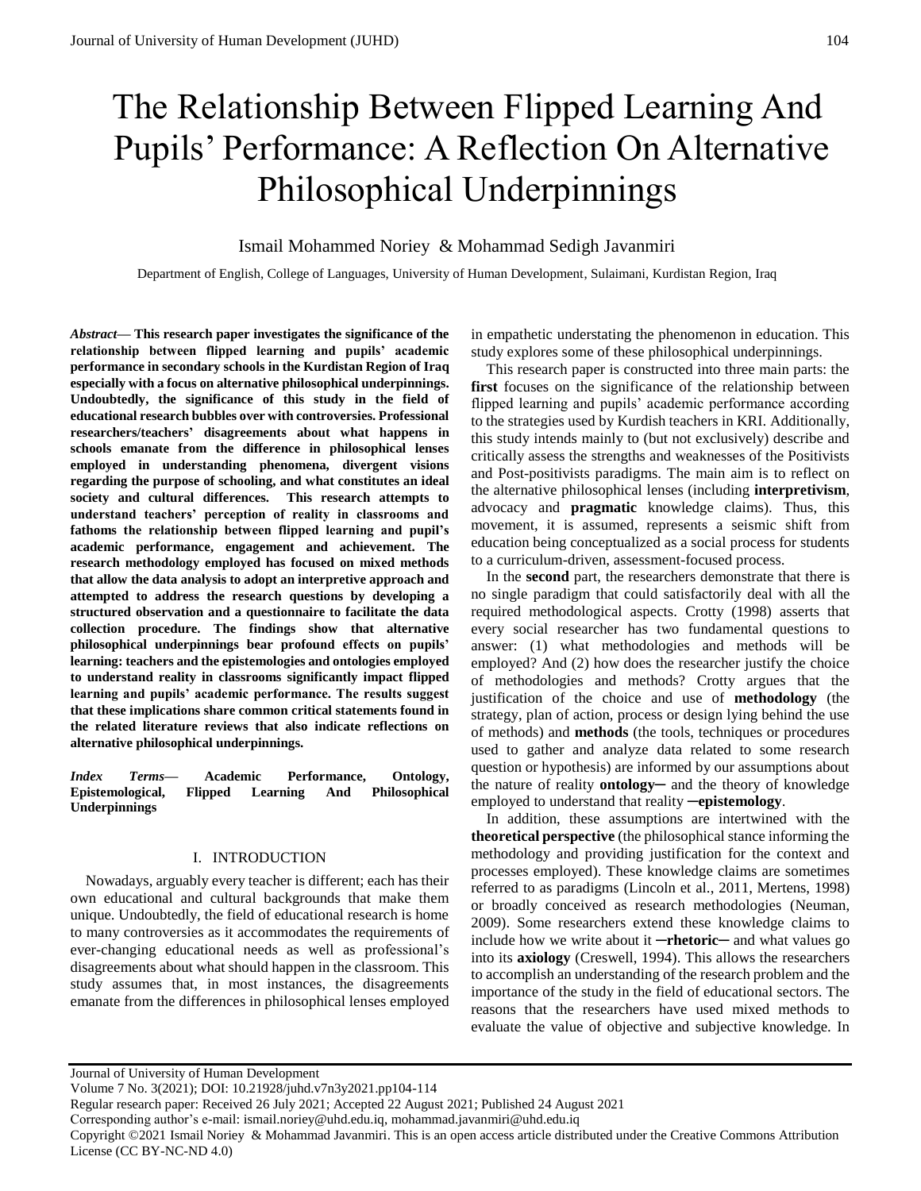# The Relationship Between Flipped Learning And Pupils' Performance: A Reflection On Alternative Philosophical Underpinnings

Ismail Mohammed Noriey & Mohammad Sedigh Javanmiri

Department of English, College of Languages, University of Human Development, Sulaimani, Kurdistan Region, Iraq

***Abstract*— This research paper investigates the significance of the relationship between flipped learning and pupils' academic performance in secondary schools in the Kurdistan Region of Iraq especially with a focus on alternative philosophical underpinnings. Undoubtedly, the significance of this study in the field of educational research bubbles over with controversies. Professional researchers/teachers' disagreements about what happens in schools emanate from the difference in philosophical lenses employed in understanding phenomena, divergent visions regarding the purpose of schooling, and what constitutes an ideal society and cultural differences. This research attempts to understand teachers' perception of reality in classrooms and fathoms the relationship between flipped learning and pupil's academic performance, engagement and achievement. The research methodology employed has focused on mixed methods that allow the data analysis to adopt an interpretive approach and attempted to address the research questions by developing a structured observation and a questionnaire to facilitate the data collection procedure. The findings show that alternative philosophical underpinnings bear profound effects on pupils' learning: teachers and the epistemologies and ontologies employed to understand reality in classrooms significantly impact flipped learning and pupils' academic performance. The results suggest that these implications share common critical statements found in the related literature reviews that also indicate reflections on alternative philosophical underpinnings.**

***Index Terms*— Academic Performance, Ontology, Epistemological, Flipped Learning And Philosophical Underpinnings**

## I. INTRODUCTION

Nowadays, arguably every teacher is different; each has their own educational and cultural backgrounds that make them unique. Undoubtedly, the field of educational research is home to many controversies as it accommodates the requirements of ever-changing educational needs as well as professional's disagreements about what should happen in the classroom. This study assumes that, in most instances, the disagreements emanate from the differences in philosophical lenses employed in empathetic understating the phenomenon in education. This study explores some of these philosophical underpinnings.

This research paper is constructed into three main parts: the **first** focuses on the significance of the relationship between flipped learning and pupils' academic performance according to the strategies used by Kurdish teachers in KRI. Additionally, this study intends mainly to (but not exclusively) describe and critically assess the strengths and weaknesses of the Positivists and Post-positivists paradigms. The main aim is to reflect on the alternative philosophical lenses (including **interpretivism**, advocacy and **pragmatic** knowledge claims). Thus, this movement, it is assumed, represents a seismic shift from education being conceptualized as a social process for students to a curriculum-driven, assessment-focused process.

In the **second** part, the researchers demonstrate that there is no single paradigm that could satisfactorily deal with all the required methodological aspects. Crotty (1998) asserts that every social researcher has two fundamental questions to answer: (1) what methodologies and methods will be employed? And (2) how does the researcher justify the choice of methodologies and methods? Crotty argues that the justification of the choice and use of **methodology** (the strategy, plan of action, process or design lying behind the use of methods) and **methods** (the tools, techniques or procedures used to gather and analyze data related to some research question or hypothesis) are informed by our assumptions about the nature of reality **ontology**─ and the theory of knowledge employed to understand that reality ─**epistemology**.

In addition, these assumptions are intertwined with the **theoretical perspective** (the philosophical stance informing the methodology and providing justification for the context and processes employed). These knowledge claims are sometimes referred to as paradigms (Lincoln et al., 2011, Mertens, 1998) or broadly conceived as research methodologies (Neuman, 2009). Some researchers extend these knowledge claims to include how we write about it ─**rhetoric**─ and what values go into its **axiology** (Creswell, 1994). This allows the researchers to accomplish an understanding of the research problem and the importance of the study in the field of educational sectors. The reasons that the researchers have used mixed methods to evaluate the value of objective and subjective knowledge. In

Journal of University of Human Development
Volume 7 No. 3(2021); DOI: 10.21928/juhd.v7n3y2021.pp104-114
Regular research paper: Received 26 July 2021; Accepted 22 August 2021; Published 24 August 2021
Corresponding author's e-mail: ismail.noriey@uhd.edu.iq, mohammad.javanmiri@uhd.edu.iq
Copyright ©2021 Ismail Noriey & Mohammad Javanmiri. This is an open access article distributed under the Creative Commons Attribution License (CC BY-NC-ND 4.0)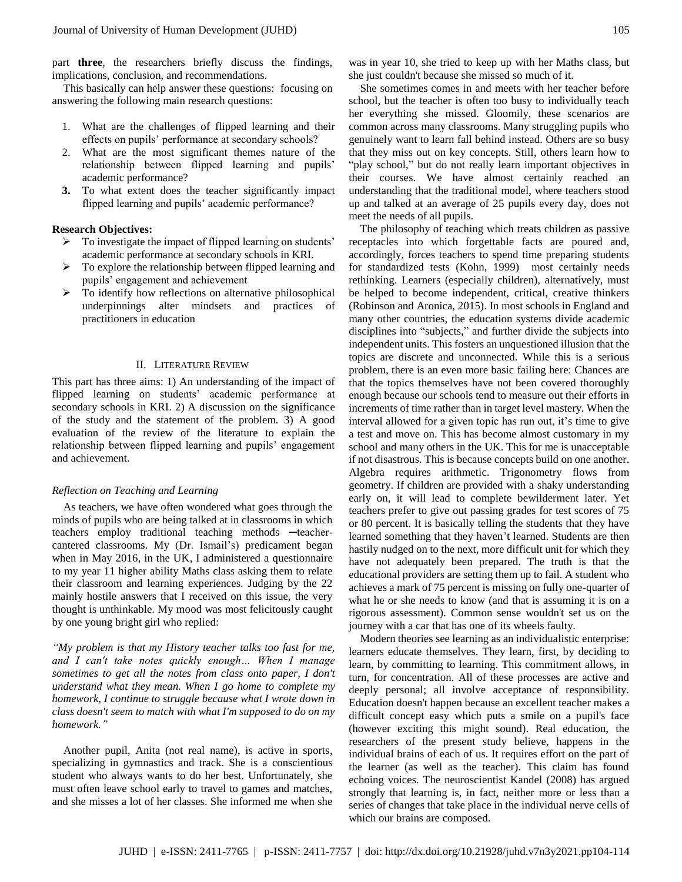part **three**, the researchers briefly discuss the findings, implications, conclusion, and recommendations.

This basically can help answer these questions: focusing on answering the following main research questions:

1. What are the challenges of flipped learning and their effects on pupils' performance at secondary schools?
2. What are the most significant themes nature of the relationship between flipped learning and pupils' academic performance?
3. To what extent does the teacher significantly impact flipped learning and pupils' academic performance?

**Research Objectives:**

- To investigate the impact of flipped learning on students' academic performance at secondary schools in KRI.
- To explore the relationship between flipped learning and pupils' engagement and achievement
- To identify how reflections on alternative philosophical underpinnings alter mindsets and practices of practitioners in education

## II. Literature Review

This part has three aims: 1) An understanding of the impact of flipped learning on students' academic performance at secondary schools in KRI. 2) A discussion on the significance of the study and the statement of the problem. 3) A good evaluation of the review of the literature to explain the relationship between flipped learning and pupils' engagement and achievement.

### *Reflection on Teaching and Learning*

As teachers, we have often wondered what goes through the minds of pupils who are being talked at in classrooms in which teachers employ traditional teaching methods ─teacher-cantered classrooms. My (Dr. Ismail's) predicament began when in May 2016, in the UK, I administered a questionnaire to my year 11 higher ability Maths class asking them to relate their classroom and learning experiences. Judging by the 22 mainly hostile answers that I received on this issue, the very thought is unthinkable. My mood was most felicitously caught by one young bright girl who replied:

*"My problem is that my History teacher talks too fast for me, and I can't take notes quickly enough… When I manage sometimes to get all the notes from class onto paper, I don't understand what they mean. When I go home to complete my homework, I continue to struggle because what I wrote down in class doesn't seem to match with what I'm supposed to do on my homework."*

Another pupil, Anita (not real name), is active in sports, specializing in gymnastics and track. She is a conscientious student who always wants to do her best. Unfortunately, she must often leave school early to travel to games and matches, and she misses a lot of her classes. She informed me when she was in year 10, she tried to keep up with her Maths class, but she just couldn't because she missed so much of it.

She sometimes comes in and meets with her teacher before school, but the teacher is often too busy to individually teach her everything she missed. Gloomily, these scenarios are common across many classrooms. Many struggling pupils who genuinely want to learn fall behind instead. Others are so busy that they miss out on key concepts. Still, others learn how to "play school," but do not really learn important objectives in their courses. We have almost certainly reached an understanding that the traditional model, where teachers stood up and talked at an average of 25 pupils every day, does not meet the needs of all pupils.

The philosophy of teaching which treats children as passive receptacles into which forgettable facts are poured and, accordingly, forces teachers to spend time preparing students for standardized tests (Kohn, 1999) most certainly needs rethinking. Learners (especially children), alternatively, must be helped to become independent, critical, creative thinkers (Robinson and Aronica, 2015). In most schools in England and many other countries, the education systems divide academic disciplines into "subjects," and further divide the subjects into independent units. This fosters an unquestioned illusion that the topics are discrete and unconnected. While this is a serious problem, there is an even more basic failing here: Chances are that the topics themselves have not been covered thoroughly enough because our schools tend to measure out their efforts in increments of time rather than in target level mastery. When the interval allowed for a given topic has run out, it's time to give a test and move on. This has become almost customary in my school and many others in the UK. This for me is unacceptable if not disastrous. This is because concepts build on one another. Algebra requires arithmetic. Trigonometry flows from geometry. If children are provided with a shaky understanding early on, it will lead to complete bewilderment later. Yet teachers prefer to give out passing grades for test scores of 75 or 80 percent. It is basically telling the students that they have learned something that they haven't learned. Students are then hastily nudged on to the next, more difficult unit for which they have not adequately been prepared. The truth is that the educational providers are setting them up to fail. A student who achieves a mark of 75 percent is missing on fully one-quarter of what he or she needs to know (and that is assuming it is on a rigorous assessment). Common sense wouldn't set us on the journey with a car that has one of its wheels faulty.

Modern theories see learning as an individualistic enterprise: learners educate themselves. They learn, first, by deciding to learn, by committing to learning. This commitment allows, in turn, for concentration. All of these processes are active and deeply personal; all involve acceptance of responsibility. Education doesn't happen because an excellent teacher makes a difficult concept easy which puts a smile on a pupil's face (however exciting this might sound). Real education, the researchers of the present study believe, happens in the individual brains of each of us. It requires effort on the part of the learner (as well as the teacher). This claim has found echoing voices. The neuroscientist Kandel (2008) has argued strongly that learning is, in fact, neither more or less than a series of changes that take place in the individual nerve cells of which our brains are composed.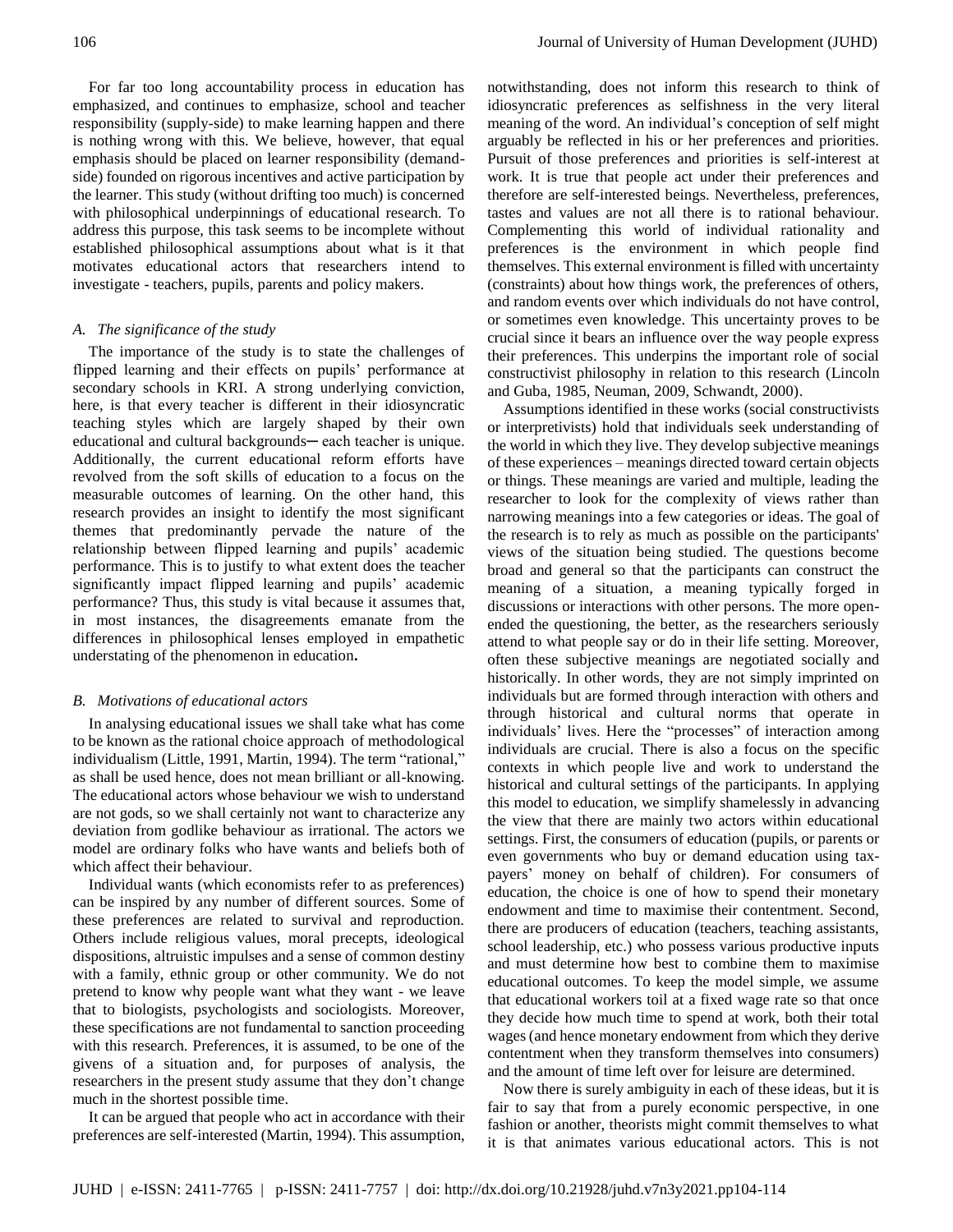For far too long accountability process in education has emphasized, and continues to emphasize, school and teacher responsibility (supply-side) to make learning happen and there is nothing wrong with this. We believe, however, that equal emphasis should be placed on learner responsibility (demand-side) founded on rigorous incentives and active participation by the learner. This study (without drifting too much) is concerned with philosophical underpinnings of educational research. To address this purpose, this task seems to be incomplete without established philosophical assumptions about what is it that motivates educational actors that researchers intend to investigate - teachers, pupils, parents and policy makers.

### *A. The significance of the study*

The importance of the study is to state the challenges of flipped learning and their effects on pupils' performance at secondary schools in KRI. A strong underlying conviction, here, is that every teacher is different in their idiosyncratic teaching styles which are largely shaped by their own educational and cultural backgrounds─ each teacher is unique. Additionally, the current educational reform efforts have revolved from the soft skills of education to a focus on the measurable outcomes of learning. On the other hand, this research provides an insight to identify the most significant themes that predominantly pervade the nature of the relationship between flipped learning and pupils' academic performance. This is to justify to what extent does the teacher significantly impact flipped learning and pupils' academic performance? Thus, this study is vital because it assumes that, in most instances, the disagreements emanate from the differences in philosophical lenses employed in empathetic understating of the phenomenon in education**.**

### *B. Motivations of educational actors*

In analysing educational issues we shall take what has come to be known as the rational choice approach of methodological individualism (Little, 1991, Martin, 1994). The term "rational," as shall be used hence, does not mean brilliant or all-knowing. The educational actors whose behaviour we wish to understand are not gods, so we shall certainly not want to characterize any deviation from godlike behaviour as irrational. The actors we model are ordinary folks who have wants and beliefs both of which affect their behaviour.

Individual wants (which economists refer to as preferences) can be inspired by any number of different sources. Some of these preferences are related to survival and reproduction. Others include religious values, moral precepts, ideological dispositions, altruistic impulses and a sense of common destiny with a family, ethnic group or other community. We do not pretend to know why people want what they want - we leave that to biologists, psychologists and sociologists. Moreover, these specifications are not fundamental to sanction proceeding with this research. Preferences, it is assumed, to be one of the givens of a situation and, for purposes of analysis, the researchers in the present study assume that they don't change much in the shortest possible time.

It can be argued that people who act in accordance with their preferences are self-interested (Martin, 1994). This assumption, notwithstanding, does not inform this research to think of idiosyncratic preferences as selfishness in the very literal meaning of the word. An individual's conception of self might arguably be reflected in his or her preferences and priorities. Pursuit of those preferences and priorities is self-interest at work. It is true that people act under their preferences and therefore are self-interested beings. Nevertheless, preferences, tastes and values are not all there is to rational behaviour. Complementing this world of individual rationality and preferences is the environment in which people find themselves. This external environment is filled with uncertainty (constraints) about how things work, the preferences of others, and random events over which individuals do not have control, or sometimes even knowledge. This uncertainty proves to be crucial since it bears an influence over the way people express their preferences. This underpins the important role of social constructivist philosophy in relation to this research (Lincoln and Guba, 1985, Neuman, 2009, Schwandt, 2000).

Assumptions identified in these works (social constructivists or interpretivists) hold that individuals seek understanding of the world in which they live. They develop subjective meanings of these experiences – meanings directed toward certain objects or things. These meanings are varied and multiple, leading the researcher to look for the complexity of views rather than narrowing meanings into a few categories or ideas. The goal of the research is to rely as much as possible on the participants' views of the situation being studied. The questions become broad and general so that the participants can construct the meaning of a situation, a meaning typically forged in discussions or interactions with other persons. The more open-ended the questioning, the better, as the researchers seriously attend to what people say or do in their life setting. Moreover, often these subjective meanings are negotiated socially and historically. In other words, they are not simply imprinted on individuals but are formed through interaction with others and through historical and cultural norms that operate in individuals' lives. Here the "processes" of interaction among individuals are crucial. There is also a focus on the specific contexts in which people live and work to understand the historical and cultural settings of the participants. In applying this model to education, we simplify shamelessly in advancing the view that there are mainly two actors within educational settings. First, the consumers of education (pupils, or parents or even governments who buy or demand education using tax-payers' money on behalf of children). For consumers of education, the choice is one of how to spend their monetary endowment and time to maximise their contentment. Second, there are producers of education (teachers, teaching assistants, school leadership, etc.) who possess various productive inputs and must determine how best to combine them to maximise educational outcomes. To keep the model simple, we assume that educational workers toil at a fixed wage rate so that once they decide how much time to spend at work, both their total wages (and hence monetary endowment from which they derive contentment when they transform themselves into consumers) and the amount of time left over for leisure are determined.

Now there is surely ambiguity in each of these ideas, but it is fair to say that from a purely economic perspective, in one fashion or another, theorists might commit themselves to what it is that animates various educational actors. This is not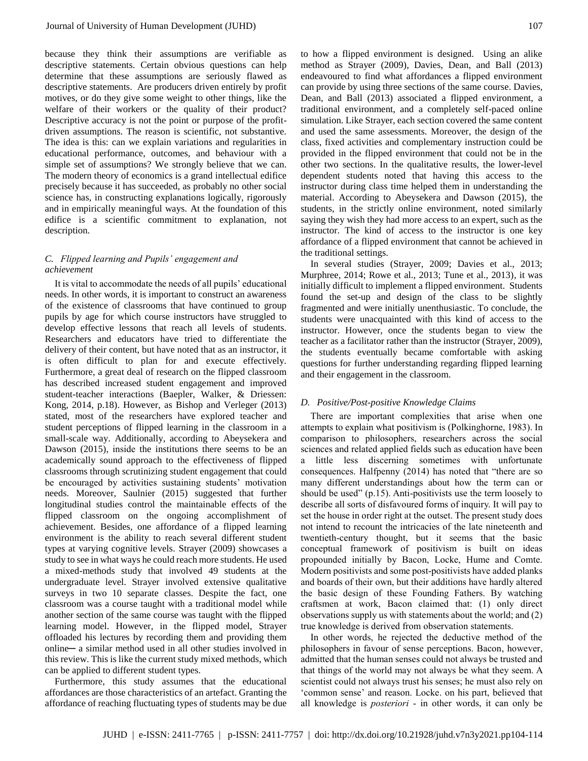because they think their assumptions are verifiable as descriptive statements. Certain obvious questions can help determine that these assumptions are seriously flawed as descriptive statements. Are producers driven entirely by profit motives, or do they give some weight to other things, like the welfare of their workers or the quality of their product? Descriptive accuracy is not the point or purpose of the profit-driven assumptions. The reason is scientific, not substantive. The idea is this: can we explain variations and regularities in educational performance, outcomes, and behaviour with a simple set of assumptions? We strongly believe that we can. The modern theory of economics is a grand intellectual edifice precisely because it has succeeded, as probably no other social science has, in constructing explanations logically, rigorously and in empirically meaningful ways. At the foundation of this edifice is a scientific commitment to explanation, not description.

### *C. Flipped learning and Pupils' engagement and achievement*

It is vital to accommodate the needs of all pupils' educational needs. In other words, it is important to construct an awareness of the existence of classrooms that have continued to group pupils by age for which course instructors have struggled to develop effective lessons that reach all levels of students. Researchers and educators have tried to differentiate the delivery of their content, but have noted that as an instructor, it is often difficult to plan for and execute effectively. Furthermore, a great deal of research on the flipped classroom has described increased student engagement and improved student-teacher interactions (Baepler, Walker, & Driessen: Kong, 2014, p.18). However, as Bishop and Verleger (2013) stated, most of the researchers have explored teacher and student perceptions of flipped learning in the classroom in a small-scale way. Additionally, according to Abeysekera and Dawson (2015), inside the institutions there seems to be an academically sound approach to the effectiveness of flipped classrooms through scrutinizing student engagement that could be encouraged by activities sustaining students' motivation needs. Moreover, Saulnier (2015) suggested that further longitudinal studies control the maintainable effects of the flipped classroom on the ongoing accomplishment of achievement. Besides, one affordance of a flipped learning environment is the ability to reach several different student types at varying cognitive levels. Strayer (2009) showcases a study to see in what ways he could reach more students. He used a mixed-methods study that involved 49 students at the undergraduate level. Strayer involved extensive qualitative surveys in two 10 separate classes. Despite the fact, one classroom was a course taught with a traditional model while another section of the same course was taught with the flipped learning model. However, in the flipped model, Strayer offloaded his lectures by recording them and providing them online— a similar method used in all other studies involved in this review. This is like the current study mixed methods, which can be applied to different student types.

Furthermore, this study assumes that the educational affordances are those characteristics of an artefact. Granting the affordance of reaching fluctuating types of students may be due to how a flipped environment is designed. Using an alike method as Strayer (2009), Davies, Dean, and Ball (2013) endeavoured to find what affordances a flipped environment can provide by using three sections of the same course. Davies, Dean, and Ball (2013) associated a flipped environment, a traditional environment, and a completely self-paced online simulation. Like Strayer, each section covered the same content and used the same assessments. Moreover, the design of the class, fixed activities and complementary instruction could be provided in the flipped environment that could not be in the other two sections. In the qualitative results, the lower-level dependent students noted that having this access to the instructor during class time helped them in understanding the material. According to Abeysekera and Dawson (2015), the students, in the strictly online environment, noted similarly saying they wish they had more access to an expert, such as the instructor. The kind of access to the instructor is one key affordance of a flipped environment that cannot be achieved in the traditional settings.

In several studies (Strayer, 2009; Davies et al., 2013; Murphree, 2014; Rowe et al., 2013; Tune et al., 2013), it was initially difficult to implement a flipped environment. Students found the set-up and design of the class to be slightly fragmented and were initially unenthusiastic. To conclude, the students were unacquainted with this kind of access to the instructor. However, once the students began to view the teacher as a facilitator rather than the instructor (Strayer, 2009), the students eventually became comfortable with asking questions for further understanding regarding flipped learning and their engagement in the classroom.

### *D. Positive/Post-positive Knowledge Claims*

There are important complexities that arise when one attempts to explain what positivism is (Polkinghorne, 1983). In comparison to philosophers, researchers across the social sciences and related applied fields such as education have been a little less discerning sometimes with unfortunate consequences. Halfpenny (2014) has noted that "there are so many different understandings about how the term can or should be used" (p.15). Anti-positivists use the term loosely to describe all sorts of disfavoured forms of inquiry. It will pay to set the house in order right at the outset. The present study does not intend to recount the intricacies of the late nineteenth and twentieth-century thought, but it seems that the basic conceptual framework of positivism is built on ideas propounded initially by Bacon, Locke, Hume and Comte. Modern positivists and some post-positivists have added planks and boards of their own, but their additions have hardly altered the basic design of these Founding Fathers. By watching craftsmen at work, Bacon claimed that: (1) only direct observations supply us with statements about the world; and (2) true knowledge is derived from observation statements.

In other words, he rejected the deductive method of the philosophers in favour of sense perceptions. Bacon, however, admitted that the human senses could not always be trusted and that things of the world may not always be what they seem. A scientist could not always trust his senses; he must also rely on 'common sense' and reason. Locke. on his part, believed that all knowledge is *posteriori* - in other words, it can only be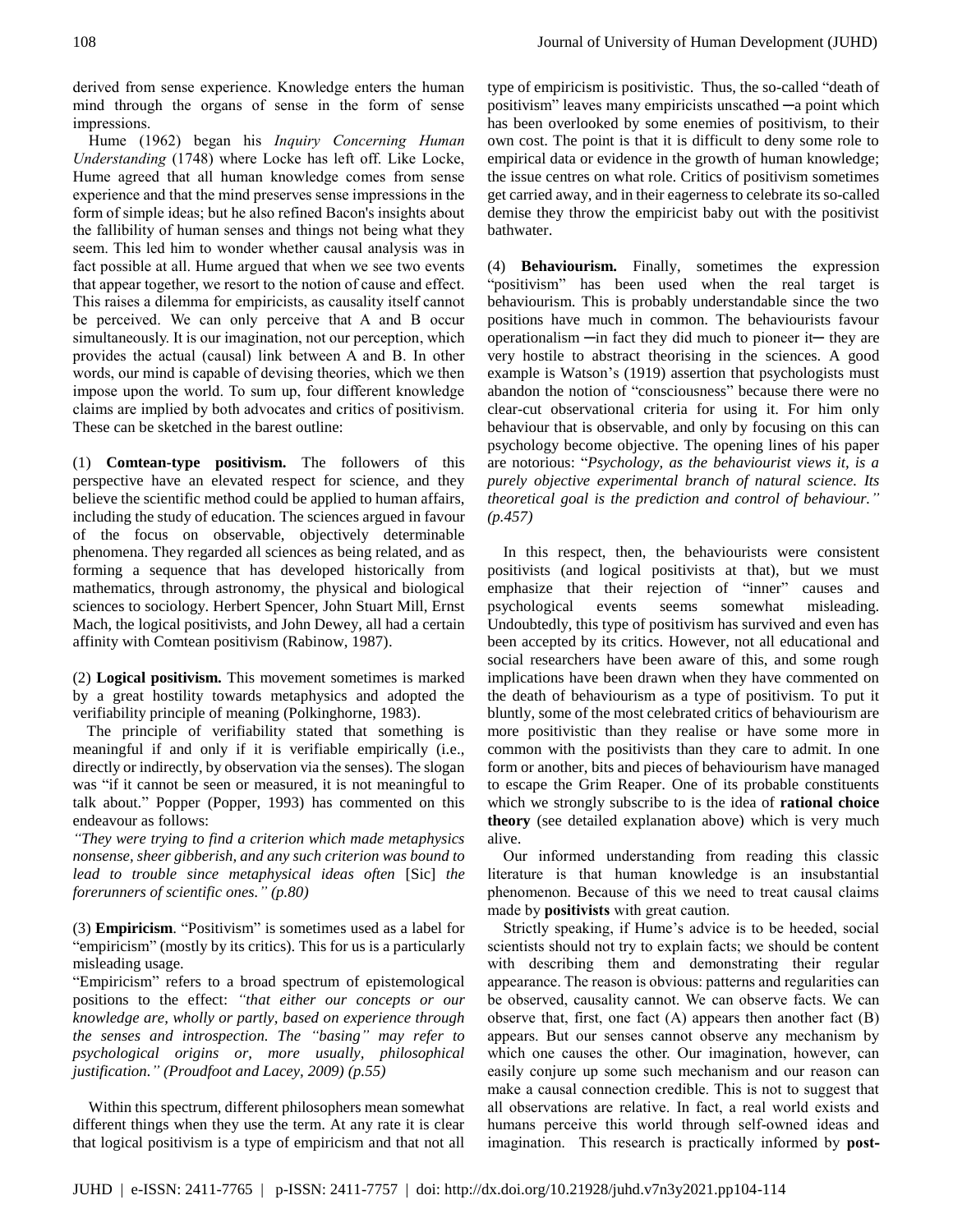derived from sense experience. Knowledge enters the human mind through the organs of sense in the form of sense impressions.

Hume (1962) began his *Inquiry Concerning Human Understanding* (1748) where Locke has left off. Like Locke, Hume agreed that all human knowledge comes from sense experience and that the mind preserves sense impressions in the form of simple ideas; but he also refined Bacon's insights about the fallibility of human senses and things not being what they seem. This led him to wonder whether causal analysis was in fact possible at all. Hume argued that when we see two events that appear together, we resort to the notion of cause and effect. This raises a dilemma for empiricists, as causality itself cannot be perceived. We can only perceive that A and B occur simultaneously. It is our imagination, not our perception, which provides the actual (causal) link between A and B. In other words, our mind is capable of devising theories, which we then impose upon the world. To sum up, four different knowledge claims are implied by both advocates and critics of positivism. These can be sketched in the barest outline:

(1) **Comtean-type positivism.** The followers of this perspective have an elevated respect for science, and they believe the scientific method could be applied to human affairs, including the study of education. The sciences argued in favour of the focus on observable, objectively determinable phenomena. They regarded all sciences as being related, and as forming a sequence that has developed historically from mathematics, through astronomy, the physical and biological sciences to sociology. Herbert Spencer, John Stuart Mill, Ernst Mach, the logical positivists, and John Dewey, all had a certain affinity with Comtean positivism (Rabinow, 1987).

(2) **Logical positivism.** This movement sometimes is marked by a great hostility towards metaphysics and adopted the verifiability principle of meaning (Polkinghorne, 1983).

The principle of verifiability stated that something is meaningful if and only if it is verifiable empirically (i.e., directly or indirectly, by observation via the senses). The slogan was "if it cannot be seen or measured, it is not meaningful to talk about." Popper (Popper, 1993) has commented on this endeavour as follows:

*"They were trying to find a criterion which made metaphysics nonsense, sheer gibberish, and any such criterion was bound to lead to trouble since metaphysical ideas often* [Sic] *the forerunners of scientific ones." (p.80)*

(3) **Empiricism**. "Positivism" is sometimes used as a label for "empiricism" (mostly by its critics). This for us is a particularly misleading usage.

"Empiricism" refers to a broad spectrum of epistemological positions to the effect: *"that either our concepts or our knowledge are, wholly or partly, based on experience through the senses and introspection. The "basing" may refer to psychological origins or, more usually, philosophical justification." (Proudfoot and Lacey, 2009) (p.55)*

Within this spectrum, different philosophers mean somewhat different things when they use the term. At any rate it is clear that logical positivism is a type of empiricism and that not all type of empiricism is positivistic. Thus, the so-called "death of positivism" leaves many empiricists unscathed ─a point which has been overlooked by some enemies of positivism, to their own cost. The point is that it is difficult to deny some role to empirical data or evidence in the growth of human knowledge; the issue centres on what role. Critics of positivism sometimes get carried away, and in their eagerness to celebrate its so-called demise they throw the empiricist baby out with the positivist bathwater.

(4) **Behaviourism.** Finally, sometimes the expression "positivism" has been used when the real target is behaviourism. This is probably understandable since the two positions have much in common. The behaviourists favour operationalism ─in fact they did much to pioneer it─ they are very hostile to abstract theorising in the sciences. A good example is Watson's (1919) assertion that psychologists must abandon the notion of "consciousness" because there were no clear-cut observational criteria for using it. For him only behaviour that is observable, and only by focusing on this can psychology become objective. The opening lines of his paper are notorious: "*Psychology, as the behaviourist views it, is a purely objective experimental branch of natural science. Its theoretical goal is the prediction and control of behaviour." (p.457)*

In this respect, then, the behaviourists were consistent positivists (and logical positivists at that), but we must emphasize that their rejection of "inner" causes and psychological events seems somewhat misleading. Undoubtedly, this type of positivism has survived and even has been accepted by its critics. However, not all educational and social researchers have been aware of this, and some rough implications have been drawn when they have commented on the death of behaviourism as a type of positivism. To put it bluntly, some of the most celebrated critics of behaviourism are more positivistic than they realise or have some more in common with the positivists than they care to admit. In one form or another, bits and pieces of behaviourism have managed to escape the Grim Reaper. One of its probable constituents which we strongly subscribe to is the idea of **rational choice theory** (see detailed explanation above) which is very much alive.

Our informed understanding from reading this classic literature is that human knowledge is an insubstantial phenomenon. Because of this we need to treat causal claims made by **positivists** with great caution.

Strictly speaking, if Hume's advice is to be heeded, social scientists should not try to explain facts; we should be content with describing them and demonstrating their regular appearance. The reason is obvious: patterns and regularities can be observed, causality cannot. We can observe facts. We can observe that, first, one fact (A) appears then another fact (B) appears. But our senses cannot observe any mechanism by which one causes the other. Our imagination, however, can easily conjure up some such mechanism and our reason can make a causal connection credible. This is not to suggest that all observations are relative. In fact, a real world exists and humans perceive this world through self-owned ideas and imagination. This research is practically informed by **post-**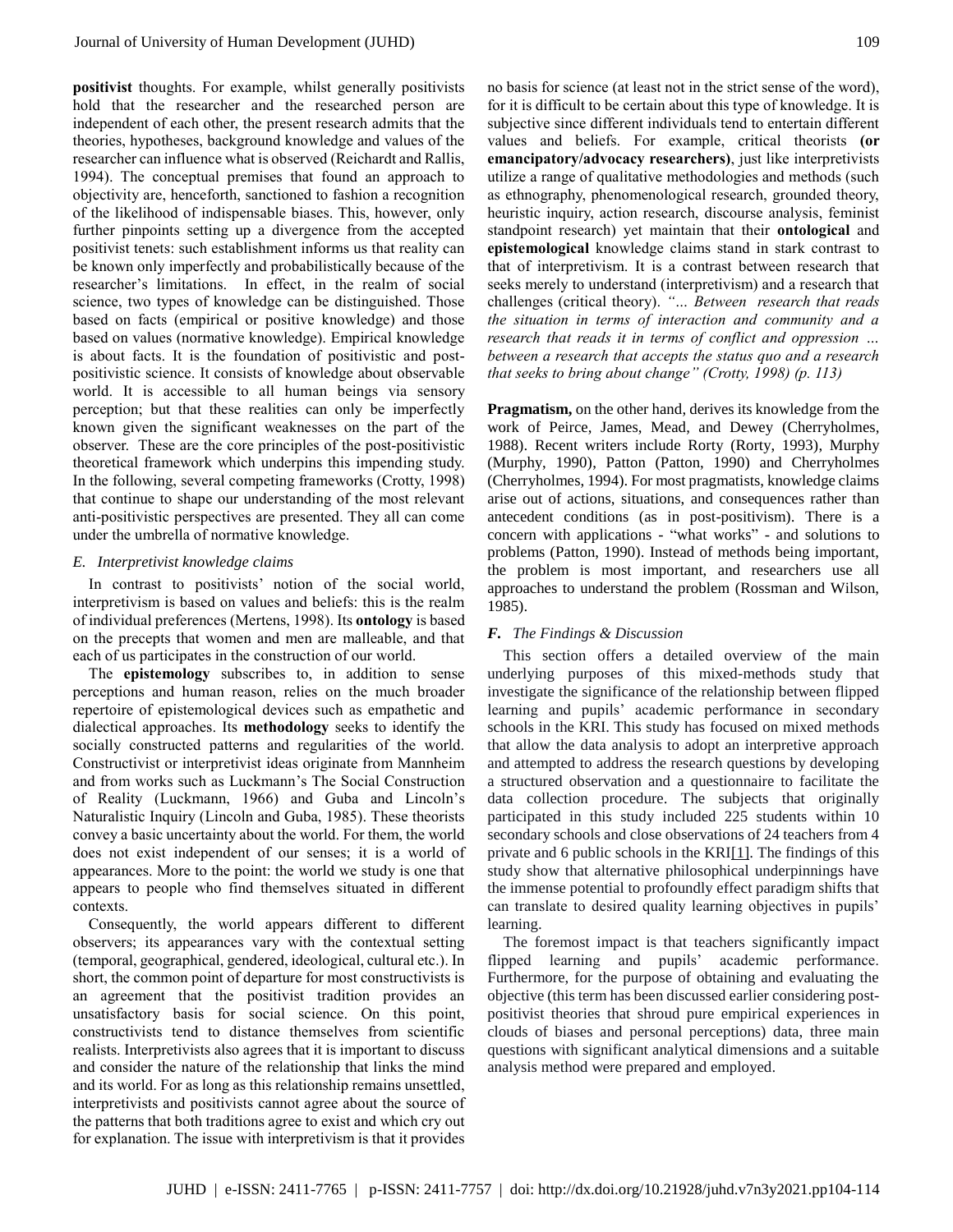**positivist** thoughts. For example, whilst generally positivists hold that the researcher and the researched person are independent of each other, the present research admits that the theories, hypotheses, background knowledge and values of the researcher can influence what is observed (Reichardt and Rallis, 1994). The conceptual premises that found an approach to objectivity are, henceforth, sanctioned to fashion a recognition of the likelihood of indispensable biases. This, however, only further pinpoints setting up a divergence from the accepted positivist tenets: such establishment informs us that reality can be known only imperfectly and probabilistically because of the researcher's limitations. In effect, in the realm of social science, two types of knowledge can be distinguished. Those based on facts (empirical or positive knowledge) and those based on values (normative knowledge). Empirical knowledge is about facts. It is the foundation of positivistic and post-positivistic science. It consists of knowledge about observable world. It is accessible to all human beings via sensory perception; but that these realities can only be imperfectly known given the significant weaknesses on the part of the observer. These are the core principles of the post-positivistic theoretical framework which underpins this impending study. In the following, several competing frameworks (Crotty, 1998) that continue to shape our understanding of the most relevant anti-positivistic perspectives are presented. They all can come under the umbrella of normative knowledge.

### *E. Interpretivist knowledge claims*

In contrast to positivists' notion of the social world, interpretivism is based on values and beliefs: this is the realm of individual preferences (Mertens, 1998). Its **ontology** is based on the precepts that women and men are malleable, and that each of us participates in the construction of our world.

The **epistemology** subscribes to, in addition to sense perceptions and human reason, relies on the much broader repertoire of epistemological devices such as empathetic and dialectical approaches. Its **methodology** seeks to identify the socially constructed patterns and regularities of the world. Constructivist or interpretivist ideas originate from Mannheim and from works such as Luckmann's The Social Construction of Reality (Luckmann, 1966) and Guba and Lincoln's Naturalistic Inquiry (Lincoln and Guba, 1985). These theorists convey a basic uncertainty about the world. For them, the world does not exist independent of our senses; it is a world of appearances. More to the point: the world we study is one that appears to people who find themselves situated in different contexts.

Consequently, the world appears different to different observers; its appearances vary with the contextual setting (temporal, geographical, gendered, ideological, cultural etc.). In short, the common point of departure for most constructivists is an agreement that the positivist tradition provides an unsatisfactory basis for social science. On this point, constructivists tend to distance themselves from scientific realists. Interpretivists also agrees that it is important to discuss and consider the nature of the relationship that links the mind and its world. For as long as this relationship remains unsettled, interpretivists and positivists cannot agree about the source of the patterns that both traditions agree to exist and which cry out for explanation. The issue with interpretivism is that it provides no basis for science (at least not in the strict sense of the word), for it is difficult to be certain about this type of knowledge. It is subjective since different individuals tend to entertain different values and beliefs. For example, critical theorists **(or emancipatory/advocacy researchers)**, just like interpretivists utilize a range of qualitative methodologies and methods (such as ethnography, phenomenological research, grounded theory, heuristic inquiry, action research, discourse analysis, feminist standpoint research) yet maintain that their **ontological** and **epistemological** knowledge claims stand in stark contrast to that of interpretivism. It is a contrast between research that seeks merely to understand (interpretivism) and a research that challenges (critical theory). *"… Between research that reads the situation in terms of interaction and community and a research that reads it in terms of conflict and oppression … between a research that accepts the status quo and a research that seeks to bring about change" (Crotty, 1998) (p. 113)*

**Pragmatism,** on the other hand, derives its knowledge from the work of Peirce, James, Mead, and Dewey (Cherryholmes, 1988). Recent writers include Rorty (Rorty, 1993), Murphy (Murphy, 1990), Patton (Patton, 1990) and Cherryholmes (Cherryholmes, 1994). For most pragmatists, knowledge claims arise out of actions, situations, and consequences rather than antecedent conditions (as in post-positivism). There is a concern with applications - "what works" - and solutions to problems (Patton, 1990). Instead of methods being important, the problem is most important, and researchers use all approaches to understand the problem (Rossman and Wilson, 1985).

### ***F. The Findings & Discussion***

This section offers a detailed overview of the main underlying purposes of this mixed-methods study that investigate the significance of the relationship between flipped learning and pupils' academic performance in secondary schools in the KRI. This study has focused on mixed methods that allow the data analysis to adopt an interpretive approach and attempted to address the research questions by developing a structured observation and a questionnaire to facilitate the data collection procedure. The subjects that originally participated in this study included 225 students within 10 secondary schools and close observations of 24 teachers from 4 private and 6 public schools in the KRI[1]. The findings of this study show that alternative philosophical underpinnings have the immense potential to profoundly effect paradigm shifts that can translate to desired quality learning objectives in pupils' learning.

The foremost impact is that teachers significantly impact flipped learning and pupils' academic performance. Furthermore, for the purpose of obtaining and evaluating the objective (this term has been discussed earlier considering post-positivist theories that shroud pure empirical experiences in clouds of biases and personal perceptions) data, three main questions with significant analytical dimensions and a suitable analysis method were prepared and employed.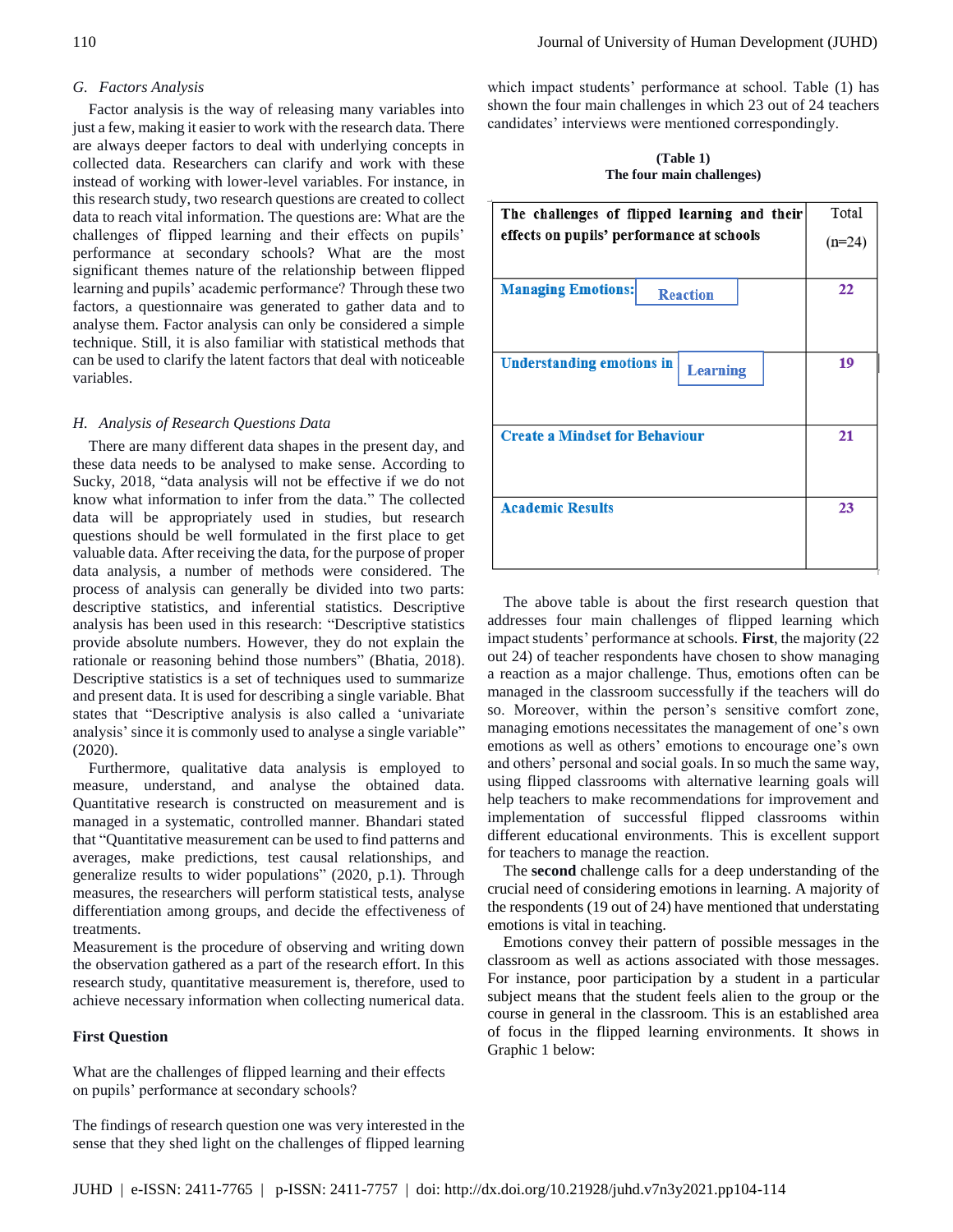### G. Factors Analysis

Factor analysis is the way of releasing many variables into just a few, making it easier to work with the research data. There are always deeper factors to deal with underlying concepts in collected data. Researchers can clarify and work with these instead of working with lower-level variables. For instance, in this research study, two research questions are created to collect data to reach vital information. The questions are: What are the challenges of flipped learning and their effects on pupils' performance at secondary schools? What are the most significant themes nature of the relationship between flipped learning and pupils' academic performance? Through these two factors, a questionnaire was generated to gather data and to analyse them. Factor analysis can only be considered a simple technique. Still, it is also familiar with statistical methods that can be used to clarify the latent factors that deal with noticeable variables.

### H. Analysis of Research Questions Data

There are many different data shapes in the present day, and these data needs to be analysed to make sense. According to Sucky, 2018, "data analysis will not be effective if we do not know what information to infer from the data." The collected data will be appropriately used in studies, but research questions should be well formulated in the first place to get valuable data. After receiving the data, for the purpose of proper data analysis, a number of methods were considered. The process of analysis can generally be divided into two parts: descriptive statistics, and inferential statistics. Descriptive analysis has been used in this research: "Descriptive statistics provide absolute numbers. However, they do not explain the rationale or reasoning behind those numbers" (Bhatia, 2018). Descriptive statistics is a set of techniques used to summarize and present data. It is used for describing a single variable. Bhat states that "Descriptive analysis is also called a 'univariate analysis' since it is commonly used to analyse a single variable" (2020).

Furthermore, qualitative data analysis is employed to measure, understand, and analyse the obtained data. Quantitative research is constructed on measurement and is managed in a systematic, controlled manner. Bhandari stated that "Quantitative measurement can be used to find patterns and averages, make predictions, test causal relationships, and generalize results to wider populations" (2020, p.1). Through measures, the researchers will perform statistical tests, analyse differentiation among groups, and decide the effectiveness of treatments.

Measurement is the procedure of observing and writing down the observation gathered as a part of the research effort. In this research study, quantitative measurement is, therefore, used to achieve necessary information when collecting numerical data.

**First Question**

What are the challenges of flipped learning and their effects on pupils' performance at secondary schools?

The findings of research question one was very interested in the sense that they shed light on the challenges of flipped learning which impact students' performance at school. Table (1) has shown the four main challenges in which 23 out of 24 teachers candidates' interviews were mentioned correspondingly.

**(Table 1)**
**The four main challenges)**

| The challenges of flipped learning and their effects on pupils' performance at schools | Total (n=24) |
|---|---|
| Managing Emotions: Reaction | 22 |
| Understanding emotions in Learning | 19 |
| Create a Mindset for Behaviour | 21 |
| Academic Results | 23 |

The above table is about the first research question that addresses four main challenges of flipped learning which impact students' performance at schools. **First**, the majority (22 out 24) of teacher respondents have chosen to show managing a reaction as a major challenge. Thus, emotions often can be managed in the classroom successfully if the teachers will do so. Moreover, within the person's sensitive comfort zone, managing emotions necessitates the management of one's own emotions as well as others' emotions to encourage one's own and others' personal and social goals. In so much the same way, using flipped classrooms with alternative learning goals will help teachers to make recommendations for improvement and implementation of successful flipped classrooms within different educational environments. This is excellent support for teachers to manage the reaction.

The **second** challenge calls for a deep understanding of the crucial need of considering emotions in learning. A majority of the respondents (19 out of 24) have mentioned that understating emotions is vital in teaching.

Emotions convey their pattern of possible messages in the classroom as well as actions associated with those messages. For instance, poor participation by a student in a particular subject means that the student feels alien to the group or the course in general in the classroom. This is an established area of focus in the flipped learning environments. It shows in Graphic 1 below: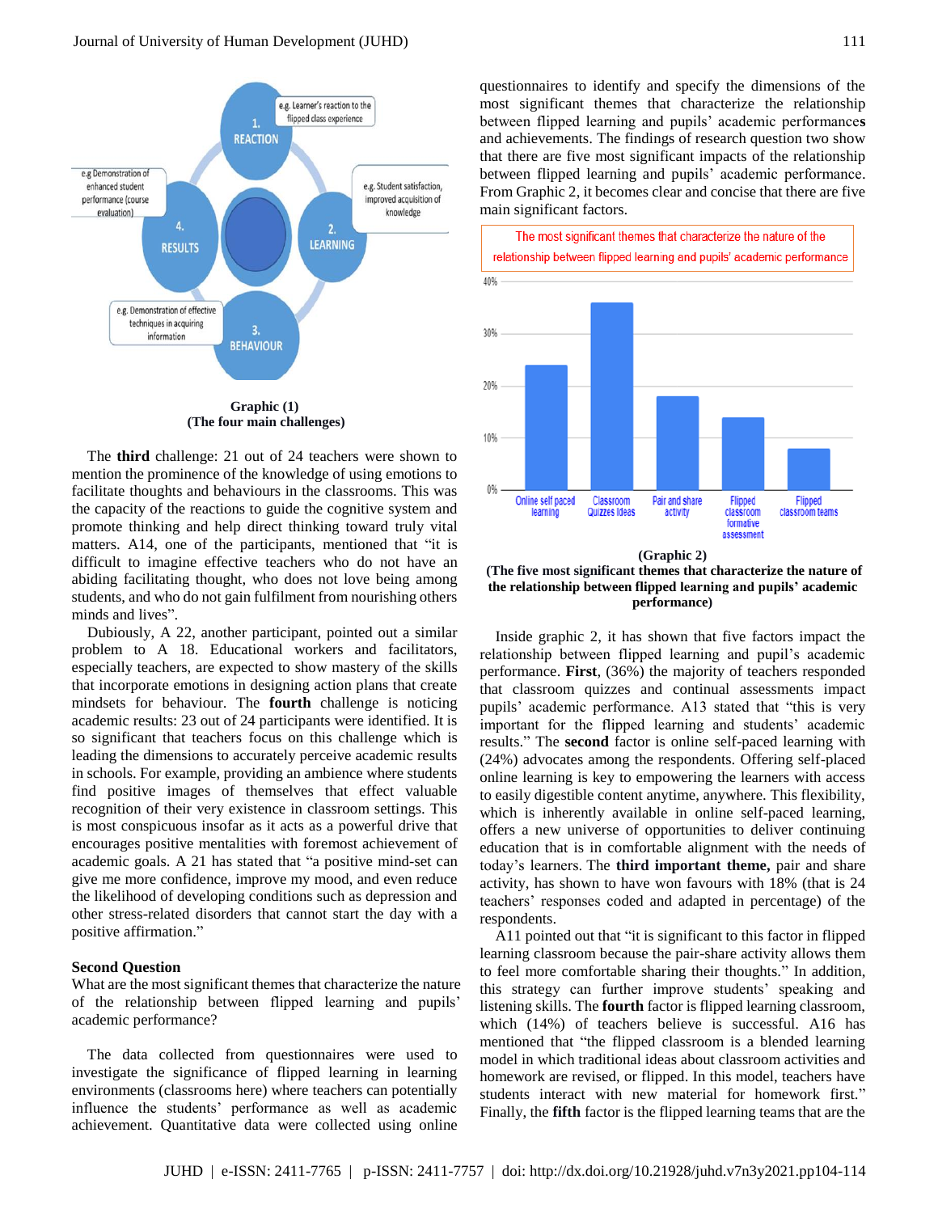**Graphic (1)**
**(The four main challenges)**

The **third** challenge: 21 out of 24 teachers were shown to mention the prominence of the knowledge of using emotions to facilitate thoughts and behaviours in the classrooms. This was the capacity of the reactions to guide the cognitive system and promote thinking and help direct thinking toward truly vital matters. A14, one of the participants, mentioned that "it is difficult to imagine effective teachers who do not have an abiding facilitating thought, who does not love being among students, and who do not gain fulfilment from nourishing others minds and lives".

Dubiously, A 22, another participant, pointed out a similar problem to A 18. Educational workers and facilitators, especially teachers, are expected to show mastery of the skills that incorporate emotions in designing action plans that create mindsets for behaviour. The **fourth** challenge is noticing academic results: 23 out of 24 participants were identified. It is so significant that teachers focus on this challenge which is leading the dimensions to accurately perceive academic results in schools. For example, providing an ambience where students find positive images of themselves that effect valuable recognition of their very existence in classroom settings. This is most conspicuous insofar as it acts as a powerful drive that encourages positive mentalities with foremost achievement of academic goals. A 21 has stated that "a positive mind-set can give me more confidence, improve my mood, and even reduce the likelihood of developing conditions such as depression and other stress-related disorders that cannot start the day with a positive affirmation."

### Second Question

What are the most significant themes that characterize the nature of the relationship between flipped learning and pupils' academic performance?

The data collected from questionnaires were used to investigate the significance of flipped learning in learning environments (classrooms here) where teachers can potentially influence the students' performance as well as academic achievement. Quantitative data were collected using online questionnaires to identify and specify the dimensions of the most significant themes that characterize the relationship between flipped learning and pupils' academic performances and achievements. The findings of research question two show that there are five most significant impacts of the relationship between flipped learning and pupils' academic performance. From Graphic 2, it becomes clear and concise that there are five main significant factors.

**(Graphic 2)**
**(The five most significant themes that characterize the nature of the relationship between flipped learning and pupils' academic performance)**

Inside graphic 2, it has shown that five factors impact the relationship between flipped learning and pupil's academic performance. **First**, (36%) the majority of teachers responded that classroom quizzes and continual assessments impact pupils' academic performance. A13 stated that "this is very important for the flipped learning and students' academic results." The **second** factor is online self-paced learning with (24%) advocates among the respondents. Offering self-placed online learning is key to empowering the learners with access to easily digestible content anytime, anywhere. This flexibility, which is inherently available in online self-paced learning, offers a new universe of opportunities to deliver continuing education that is in comfortable alignment with the needs of today's learners. The **third important theme,** pair and share activity, has shown to have won favours with 18% (that is 24 teachers' responses coded and adapted in percentage) of the respondents.

A11 pointed out that "it is significant to this factor in flipped learning classroom because the pair-share activity allows them to feel more comfortable sharing their thoughts." In addition, this strategy can further improve students' speaking and listening skills. The **fourth** factor is flipped learning classroom, which (14%) of teachers believe is successful. A16 has mentioned that "the flipped classroom is a blended learning model in which traditional ideas about classroom activities and homework are revised, or flipped. In this model, teachers have students interact with new material for homework first." Finally, the **fifth** factor is the flipped learning teams that are the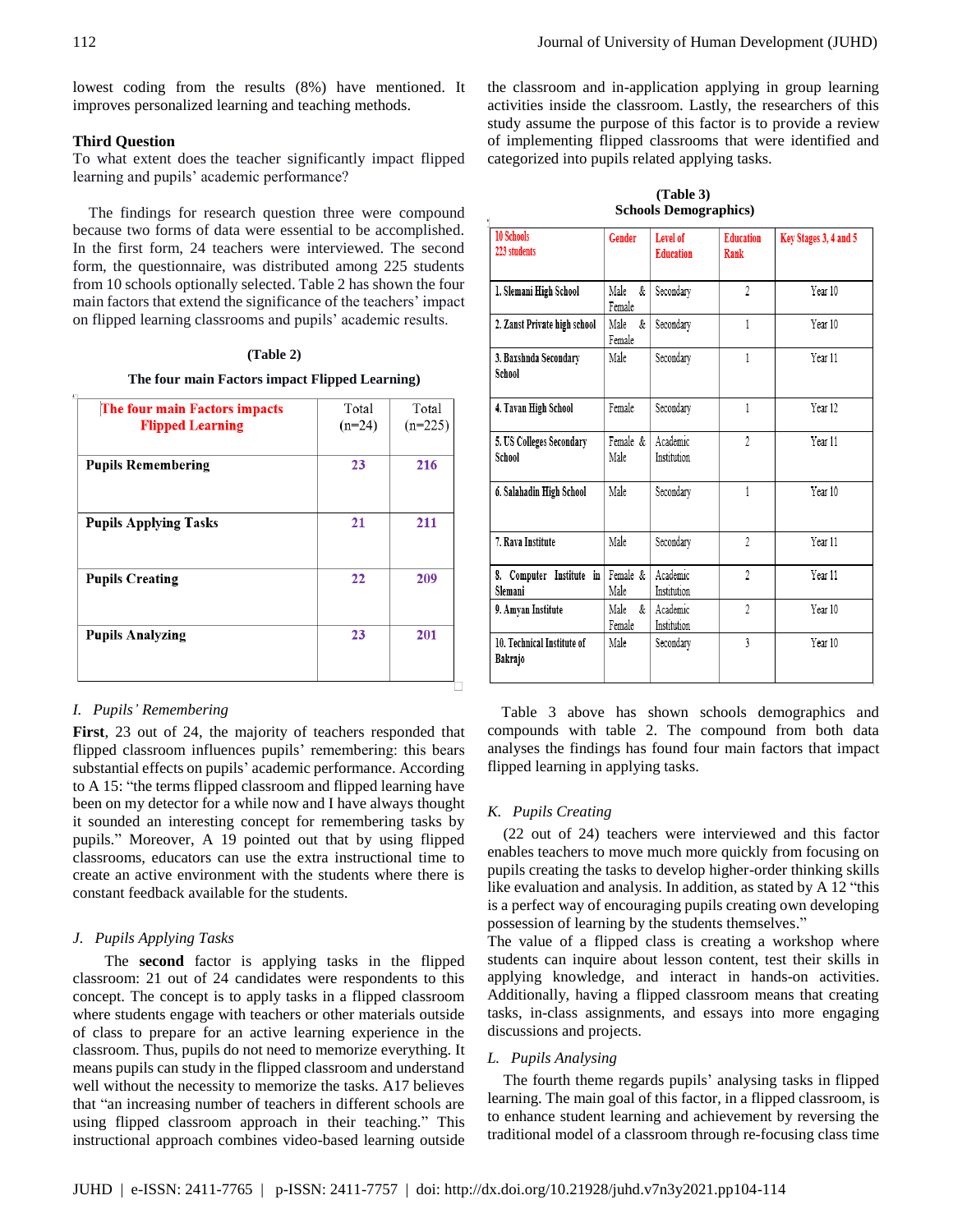lowest coding from the results (8%) have mentioned. It improves personalized learning and teaching methods.

### Third Question

To what extent does the teacher significantly impact flipped learning and pupils' academic performance?

The findings for research question three were compound because two forms of data were essential to be accomplished. In the first form, 24 teachers were interviewed. The second form, the questionnaire, was distributed among 225 students from 10 schools optionally selected. Table 2 has shown the four main factors that extend the significance of the teachers' impact on flipped learning classrooms and pupils' academic results.

**(Table 2)**

**The four main Factors impact Flipped Learning)**

| The four main Factors impacts Flipped Learning | Total (n=24) | Total (n=225) |
|---|---|---|
| **Pupils Remembering** | 23 | 216 |
| **Pupils Applying Tasks** | 21 | 211 |
| **Pupils Creating** | 22 | 209 |
| **Pupils Analyzing** | 23 | 201 |

*I. Pupils' Remembering*

**First**, 23 out of 24, the majority of teachers responded that flipped classroom influences pupils' remembering: this bears substantial effects on pupils' academic performance. According to A 15: "the terms flipped classroom and flipped learning have been on my detector for a while now and I have always thought it sounded an interesting concept for remembering tasks by pupils." Moreover, A 19 pointed out that by using flipped classrooms, educators can use the extra instructional time to create an active environment with the students where there is constant feedback available for the students.

*J. Pupils Applying Tasks*

The **second** factor is applying tasks in the flipped classroom: 21 out of 24 candidates were respondents to this concept. The concept is to apply tasks in a flipped classroom where students engage with teachers or other materials outside of class to prepare for an active learning experience in the classroom. Thus, pupils do not need to memorize everything. It means pupils can study in the flipped classroom and understand well without the necessity to memorize the tasks. A17 believes that "an increasing number of teachers in different schools are using flipped classroom approach in their teaching." This instructional approach combines video-based learning outside the classroom and in-application applying in group learning activities inside the classroom. Lastly, the researchers of this study assume the purpose of this factor is to provide a review of implementing flipped classrooms that were identified and categorized into pupils related applying tasks.

**(Table 3)**
**Schools Demographics)**

| 10 Schools 223 students | Gender | Level of Education | Education Rank | Key Stages 3, 4 and 5 |
|---|---|---|---|---|
| 1. Slemani High School | Male & Female | Secondary | 2 | Year 10 |
| 2. Zanst Private high school | Male & Female | Secondary | 1 | Year 10 |
| 3. Baxshnda Secondary School | Male | Secondary | 1 | Year 11 |
| 4. Tavan High School | Female | Secondary | 1 | Year 12 |
| 5. US Colleges Secondary School | Female & Male | Academic Institution | 2 | Year 11 |
| 6. Salahadin High School | Male | Secondary | 1 | Year 10 |
| 7. Rava Institute | Male | Secondary | 2 | Year 11 |
| 8. Computer Institute in Slemani | Female & Male | Academic Institution | 2 | Year 11 |
| 9. Amyan Institute | Male & Female | Academic Institution | 2 | Year 10 |
| 10. Technical Institute of Bakrajo | Male | Secondary | 3 | Year 10 |

Table 3 above has shown schools demographics and compounds with table 2. The compound from both data analyses the findings has found four main factors that impact flipped learning in applying tasks.

*K. Pupils Creating*

(22 out of 24) teachers were interviewed and this factor enables teachers to move much more quickly from focusing on pupils creating the tasks to develop higher-order thinking skills like evaluation and analysis. In addition, as stated by A 12 "this is a perfect way of encouraging pupils creating own developing possession of learning by the students themselves."

The value of a flipped class is creating a workshop where students can inquire about lesson content, test their skills in applying knowledge, and interact in hands-on activities. Additionally, having a flipped classroom means that creating tasks, in-class assignments, and essays into more engaging discussions and projects.

*L. Pupils Analysing*

The fourth theme regards pupils' analysing tasks in flipped learning. The main goal of this factor, in a flipped classroom, is to enhance student learning and achievement by reversing the traditional model of a classroom through re-focusing class time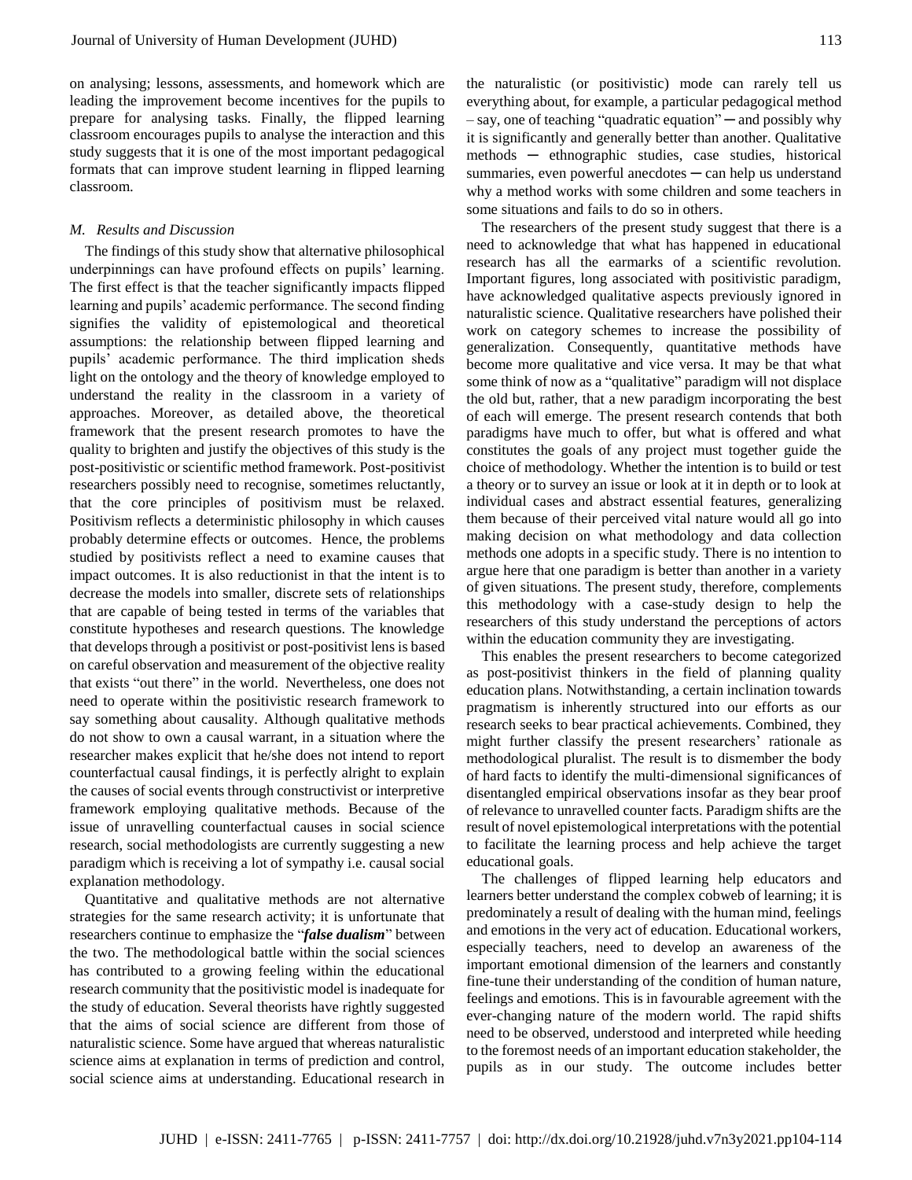on analysing; lessons, assessments, and homework which are leading the improvement become incentives for the pupils to prepare for analysing tasks. Finally, the flipped learning classroom encourages pupils to analyse the interaction and this study suggests that it is one of the most important pedagogical formats that can improve student learning in flipped learning classroom.

### *M. Results and Discussion*

The findings of this study show that alternative philosophical underpinnings can have profound effects on pupils' learning. The first effect is that the teacher significantly impacts flipped learning and pupils' academic performance. The second finding signifies the validity of epistemological and theoretical assumptions: the relationship between flipped learning and pupils' academic performance. The third implication sheds light on the ontology and the theory of knowledge employed to understand the reality in the classroom in a variety of approaches. Moreover, as detailed above, the theoretical framework that the present research promotes to have the quality to brighten and justify the objectives of this study is the post-positivistic or scientific method framework. Post-positivist researchers possibly need to recognise, sometimes reluctantly, that the core principles of positivism must be relaxed. Positivism reflects a deterministic philosophy in which causes probably determine effects or outcomes. Hence, the problems studied by positivists reflect a need to examine causes that impact outcomes. It is also reductionist in that the intent is to decrease the models into smaller, discrete sets of relationships that are capable of being tested in terms of the variables that constitute hypotheses and research questions. The knowledge that develops through a positivist or post-positivist lens is based on careful observation and measurement of the objective reality that exists "out there" in the world. Nevertheless, one does not need to operate within the positivistic research framework to say something about causality. Although qualitative methods do not show to own a causal warrant, in a situation where the researcher makes explicit that he/she does not intend to report counterfactual causal findings, it is perfectly alright to explain the causes of social events through constructivist or interpretive framework employing qualitative methods. Because of the issue of unravelling counterfactual causes in social science research, social methodologists are currently suggesting a new paradigm which is receiving a lot of sympathy i.e. causal social explanation methodology.

Quantitative and qualitative methods are not alternative strategies for the same research activity; it is unfortunate that researchers continue to emphasize the "***false dualism***" between the two. The methodological battle within the social sciences has contributed to a growing feeling within the educational research community that the positivistic model is inadequate for the study of education. Several theorists have rightly suggested that the aims of social science are different from those of naturalistic science. Some have argued that whereas naturalistic science aims at explanation in terms of prediction and control, social science aims at understanding. Educational research in the naturalistic (or positivistic) mode can rarely tell us everything about, for example, a particular pedagogical method – say, one of teaching "quadratic equation" ─ and possibly why it is significantly and generally better than another. Qualitative methods ─ ethnographic studies, case studies, historical summaries, even powerful anecdotes ─ can help us understand why a method works with some children and some teachers in some situations and fails to do so in others.

The researchers of the present study suggest that there is a need to acknowledge that what has happened in educational research has all the earmarks of a scientific revolution. Important figures, long associated with positivistic paradigm, have acknowledged qualitative aspects previously ignored in naturalistic science. Qualitative researchers have polished their work on category schemes to increase the possibility of generalization. Consequently, quantitative methods have become more qualitative and vice versa. It may be that what some think of now as a "qualitative" paradigm will not displace the old but, rather, that a new paradigm incorporating the best of each will emerge. The present research contends that both paradigms have much to offer, but what is offered and what constitutes the goals of any project must together guide the choice of methodology. Whether the intention is to build or test a theory or to survey an issue or look at it in depth or to look at individual cases and abstract essential features, generalizing them because of their perceived vital nature would all go into making decision on what methodology and data collection methods one adopts in a specific study. There is no intention to argue here that one paradigm is better than another in a variety of given situations. The present study, therefore, complements this methodology with a case-study design to help the researchers of this study understand the perceptions of actors within the education community they are investigating.

This enables the present researchers to become categorized as post-positivist thinkers in the field of planning quality education plans. Notwithstanding, a certain inclination towards pragmatism is inherently structured into our efforts as our research seeks to bear practical achievements. Combined, they might further classify the present researchers' rationale as methodological pluralist. The result is to dismember the body of hard facts to identify the multi-dimensional significances of disentangled empirical observations insofar as they bear proof of relevance to unravelled counter facts. Paradigm shifts are the result of novel epistemological interpretations with the potential to facilitate the learning process and help achieve the target educational goals.

The challenges of flipped learning help educators and learners better understand the complex cobweb of learning; it is predominately a result of dealing with the human mind, feelings and emotions in the very act of education. Educational workers, especially teachers, need to develop an awareness of the important emotional dimension of the learners and constantly fine-tune their understanding of the condition of human nature, feelings and emotions. This is in favourable agreement with the ever-changing nature of the modern world. The rapid shifts need to be observed, understood and interpreted while heeding to the foremost needs of an important education stakeholder, the pupils as in our study. The outcome includes better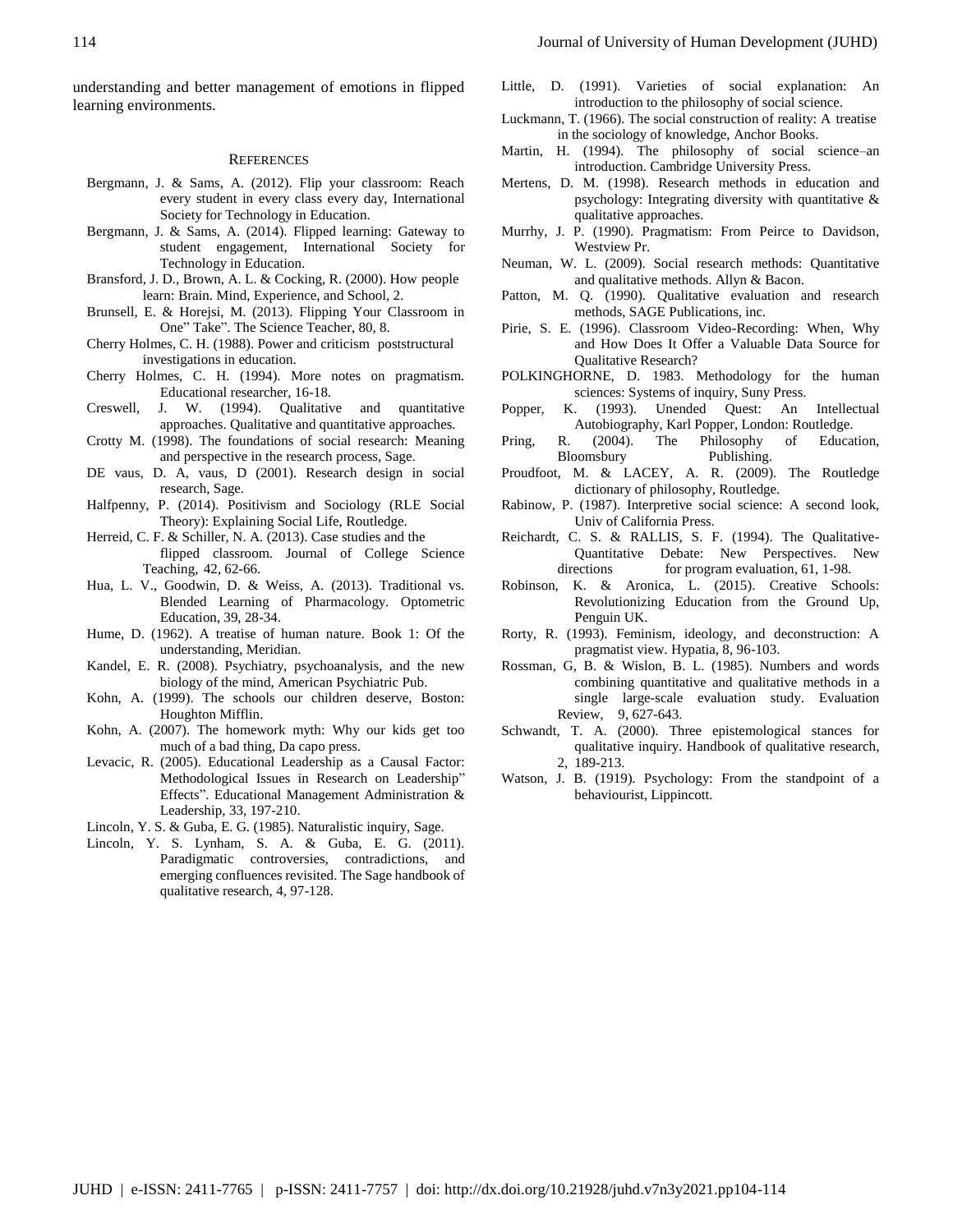understanding and better management of emotions in flipped learning environments.

## References

Bergmann, J. & Sams, A. (2012). Flip your classroom: Reach every student in every class every day, International Society for Technology in Education.

Bergmann, J. & Sams, A. (2014). Flipped learning: Gateway to student engagement, International Society for Technology in Education.

Bransford, J. D., Brown, A. L. & Cocking, R. (2000). How people learn: Brain. Mind, Experience, and School, 2.

Brunsell, E. & Horejsi, M. (2013). Flipping Your Classroom in One" Take". The Science Teacher, 80, 8.

Cherry Holmes, C. H. (1988). Power and criticism poststructural investigations in education.

Cherry Holmes, C. H. (1994). More notes on pragmatism. Educational researcher, 16-18.

Creswell, J. W. (1994). Qualitative and quantitative approaches. Qualitative and quantitative approaches.

Crotty M. (1998). The foundations of social research: Meaning and perspective in the research process, Sage.

DE vaus, D. A, vaus, D (2001). Research design in social research, Sage.

Halfpenny, P. (2014). Positivism and Sociology (RLE Social Theory): Explaining Social Life, Routledge.

Herreid, C. F. & Schiller, N. A. (2013). Case studies and the flipped classroom. Journal of College Science Teaching, 42, 62-66.

Hua, L. V., Goodwin, D. & Weiss, A. (2013). Traditional vs. Blended Learning of Pharmacology. Optometric Education, 39, 28-34.

Hume, D. (1962). A treatise of human nature. Book 1: Of the understanding, Meridian.

Kandel, E. R. (2008). Psychiatry, psychoanalysis, and the new biology of the mind, American Psychiatric Pub.

Kohn, A. (1999). The schools our children deserve, Boston: Houghton Mifflin.

Kohn, A. (2007). The homework myth: Why our kids get too much of a bad thing, Da capo press.

Levacic, R. (2005). Educational Leadership as a Causal Factor: Methodological Issues in Research on Leadership" Effects". Educational Management Administration & Leadership, 33, 197-210.

Lincoln, Y. S. & Guba, E. G. (1985). Naturalistic inquiry, Sage.

Lincoln, Y. S. Lynham, S. A. & Guba, E. G. (2011). Paradigmatic controversies, contradictions, and emerging confluences revisited. The Sage handbook of qualitative research, 4, 97-128.

Little, D. (1991). Varieties of social explanation: An introduction to the philosophy of social science.

Luckmann, T. (1966). The social construction of reality: A treatise in the sociology of knowledge, Anchor Books.

Martin, H. (1994). The philosophy of social science–an introduction. Cambridge University Press.

Mertens, D. M. (1998). Research methods in education and psychology: Integrating diversity with quantitative & qualitative approaches.

Murrhy, J. P. (1990). Pragmatism: From Peirce to Davidson, Westview Pr.

Neuman, W. L. (2009). Social research methods: Quantitative and qualitative methods. Allyn & Bacon.

Patton, M. Q. (1990). Qualitative evaluation and research methods, SAGE Publications, inc.

Pirie, S. E. (1996). Classroom Video-Recording: When, Why and How Does It Offer a Valuable Data Source for Qualitative Research?

POLKINGHORNE, D. 1983. Methodology for the human sciences: Systems of inquiry, Suny Press.

Popper, K. (1993). Unended Quest: An Intellectual Autobiography, Karl Popper, London: Routledge.

Pring, R. (2004). The Philosophy of Education, Bloomsbury Publishing.

Proudfoot, M. & LACEY, A. R. (2009). The Routledge dictionary of philosophy, Routledge.

Rabinow, P. (1987). Interpretive social science: A second look, Univ of California Press.

Reichardt, C. S. & RALLIS, S. F. (1994). The Qualitative-Quantitative Debate: New Perspectives. New directions for program evaluation, 61, 1-98.

Robinson, K. & Aronica, L. (2015). Creative Schools: Revolutionizing Education from the Ground Up, Penguin UK.

Rorty, R. (1993). Feminism, ideology, and deconstruction: A pragmatist view. Hypatia, 8, 96-103.

Rossman, G, B. & Wislon, B. L. (1985). Numbers and words combining quantitative and qualitative methods in a single large-scale evaluation study. Evaluation Review, 9, 627-643.

Schwandt, T. A. (2000). Three epistemological stances for qualitative inquiry. Handbook of qualitative research, 2, 189-213.

Watson, J. B. (1919). Psychology: From the standpoint of a behaviourist, Lippincott.